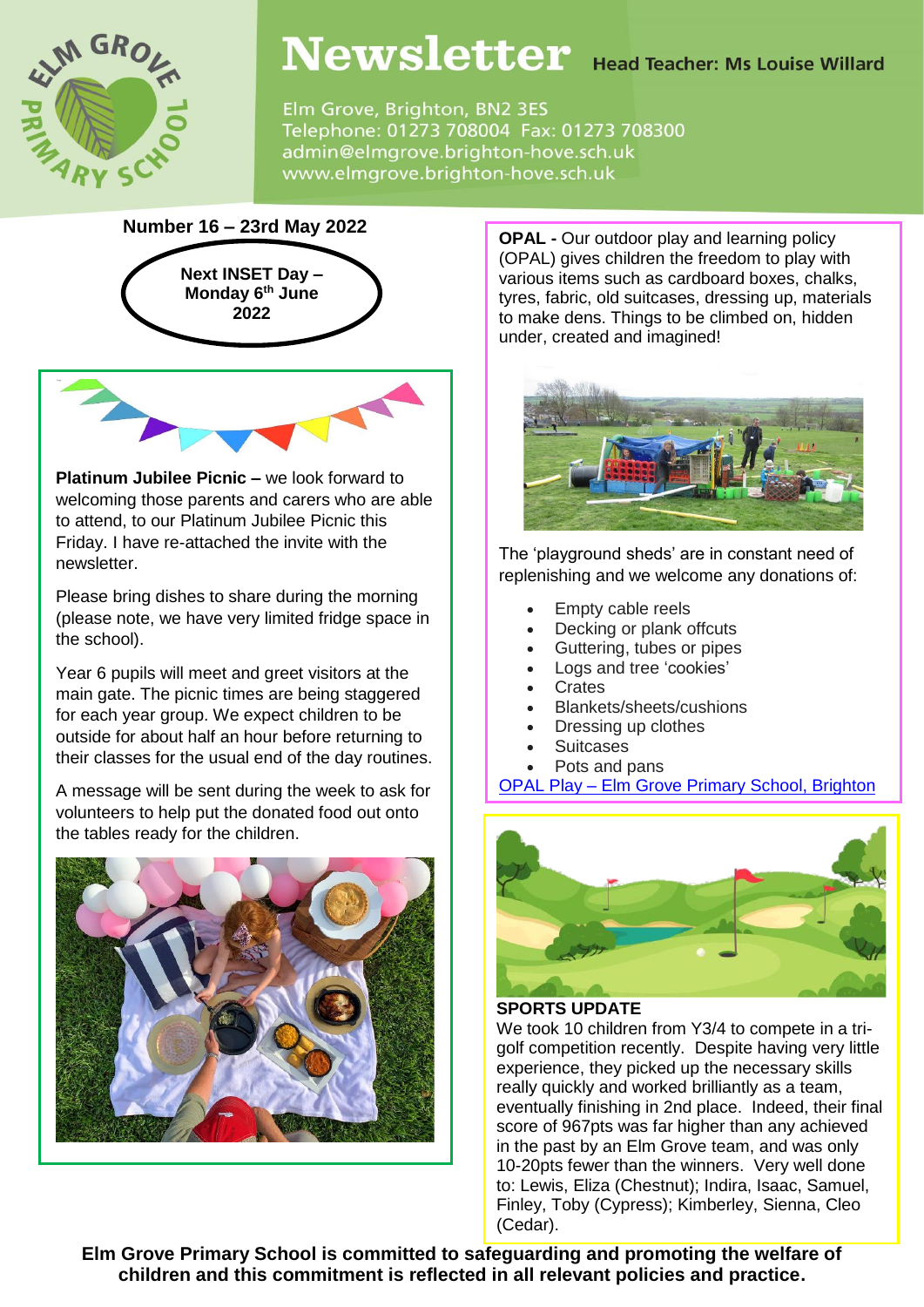# Newsletter

**Head Teacher: Ms Louise Willard**

Elm Grove, Brighton, BN2 3ES
Telephone: 01273 708004 Fax: 01273 708300
admin@elmgrove.brighton-hove.sch.uk
www.elmgrove.brighton-hove.sch.uk

**Number 16 – 23rd May 2022**

**Next INSET Day – Monday 6th June 2022**

**Platinum Jubilee Picnic –** we look forward to welcoming those parents and carers who are able to attend, to our Platinum Jubilee Picnic this Friday. I have re-attached the invite with the newsletter.

Please bring dishes to share during the morning (please note, we have very limited fridge space in the school).

Year 6 pupils will meet and greet visitors at the main gate. The picnic times are being staggered for each year group. We expect children to be outside for about half an hour before returning to their classes for the usual end of the day routines.

A message will be sent during the week to ask for volunteers to help put the donated food out onto the tables ready for the children.

**OPAL -** Our outdoor play and learning policy (OPAL) gives children the freedom to play with various items such as cardboard boxes, chalks, tyres, fabric, old suitcases, dressing up, materials to make dens. Things to be climbed on, hidden under, created and imagined!

The 'playground sheds' are in constant need of replenishing and we welcome any donations of:

- Empty cable reels
- Decking or plank offcuts
- Guttering, tubes or pipes
- Logs and tree 'cookies'
- Crates
- Blankets/sheets/cushions
- Dressing up clothes
- Suitcases
- Pots and pans

OPAL Play – Elm Grove Primary School, Brighton

**SPORTS UPDATE**

We took 10 children from Y3/4 to compete in a tri-golf competition recently. Despite having very little experience, they picked up the necessary skills really quickly and worked brilliantly as a team, eventually finishing in 2nd place. Indeed, their final score of 967pts was far higher than any achieved in the past by an Elm Grove team, and was only 10-20pts fewer than the winners. Very well done to: Lewis, Eliza (Chestnut); Indira, Isaac, Samuel, Finley, Toby (Cypress); Kimberley, Sienna, Cleo (Cedar).

**Elm Grove Primary School is committed to safeguarding and promoting the welfare of children and this commitment is reflected in all relevant policies and practice.**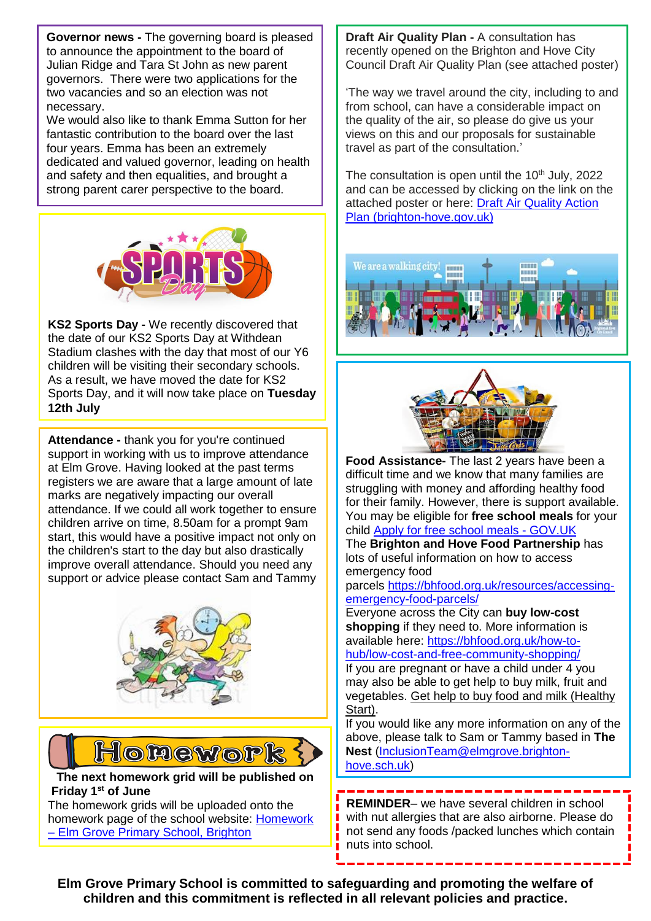**Governor news -** The governing board is pleased to announce the appointment to the board of Julian Ridge and Tara St John as new parent governors. There were two applications for the two vacancies and so an election was not necessary.
We would also like to thank Emma Sutton for her fantastic contribution to the board over the last four years. Emma has been an extremely dedicated and valued governor, leading on health and safety and then equalities, and brought a strong parent carer perspective to the board.

**KS2 Sports Day -** We recently discovered that the date of our KS2 Sports Day at Withdean Stadium clashes with the day that most of our Y6 children will be visiting their secondary schools. As a result, we have moved the date for KS2 Sports Day, and it will now take place on **Tuesday 12th July**

**Attendance -** thank you for you're continued support in working with us to improve attendance at Elm Grove. Having looked at the past terms registers we are aware that a large amount of late marks are negatively impacting our overall attendance. If we could all work together to ensure children arrive on time, 8.50am for a prompt 9am start, this would have a positive impact not only on the children's start to the day but also drastically improve overall attendance. Should you need any support or advice please contact Sam and Tammy

## Homework

**The next homework grid will be published on Friday 1st of June**

The homework grids will be uploaded onto the homework page of the school website: Homework – Elm Grove Primary School, Brighton

**Draft Air Quality Plan -** A consultation has recently opened on the Brighton and Hove City Council Draft Air Quality Plan (see attached poster)

'The way we travel around the city, including to and from school, can have a considerable impact on the quality of the air, so please do give us your views on this and our proposals for sustainable travel as part of the consultation.'

The consultation is open until the 10th July, 2022 and can be accessed by clicking on the link on the attached poster or here: Draft Air Quality Action Plan (brighton-hove.gov.uk)

**Food Assistance-** The last 2 years have been a difficult time and we know that many families are struggling with money and affording healthy food for their family. However, there is support available.
You may be eligible for **free school meals** for your child Apply for free school meals - GOV.UK
The **Brighton and Hove Food Partnership** has lots of useful information on how to access emergency food parcels https://bhfood.org.uk/resources/accessing-emergency-food-parcels/
Everyone across the City can **buy low-cost shopping** if they need to. More information is available here: https://bhfood.org.uk/how-to-hub/low-cost-and-free-community-shopping/
If you are pregnant or have a child under 4 you may also be able to get help to buy milk, fruit and vegetables. Get help to buy food and milk (Healthy Start).
If you would like any more information on any of the above, please talk to Sam or Tammy based in **The Nest** (InclusionTeam@elmgrove.brighton-hove.sch.uk)

**REMINDER**– we have several children in school with nut allergies that are also airborne. Please do not send any foods /packed lunches which contain nuts into school.

**Elm Grove Primary School is committed to safeguarding and promoting the welfare of children and this commitment is reflected in all relevant policies and practice.**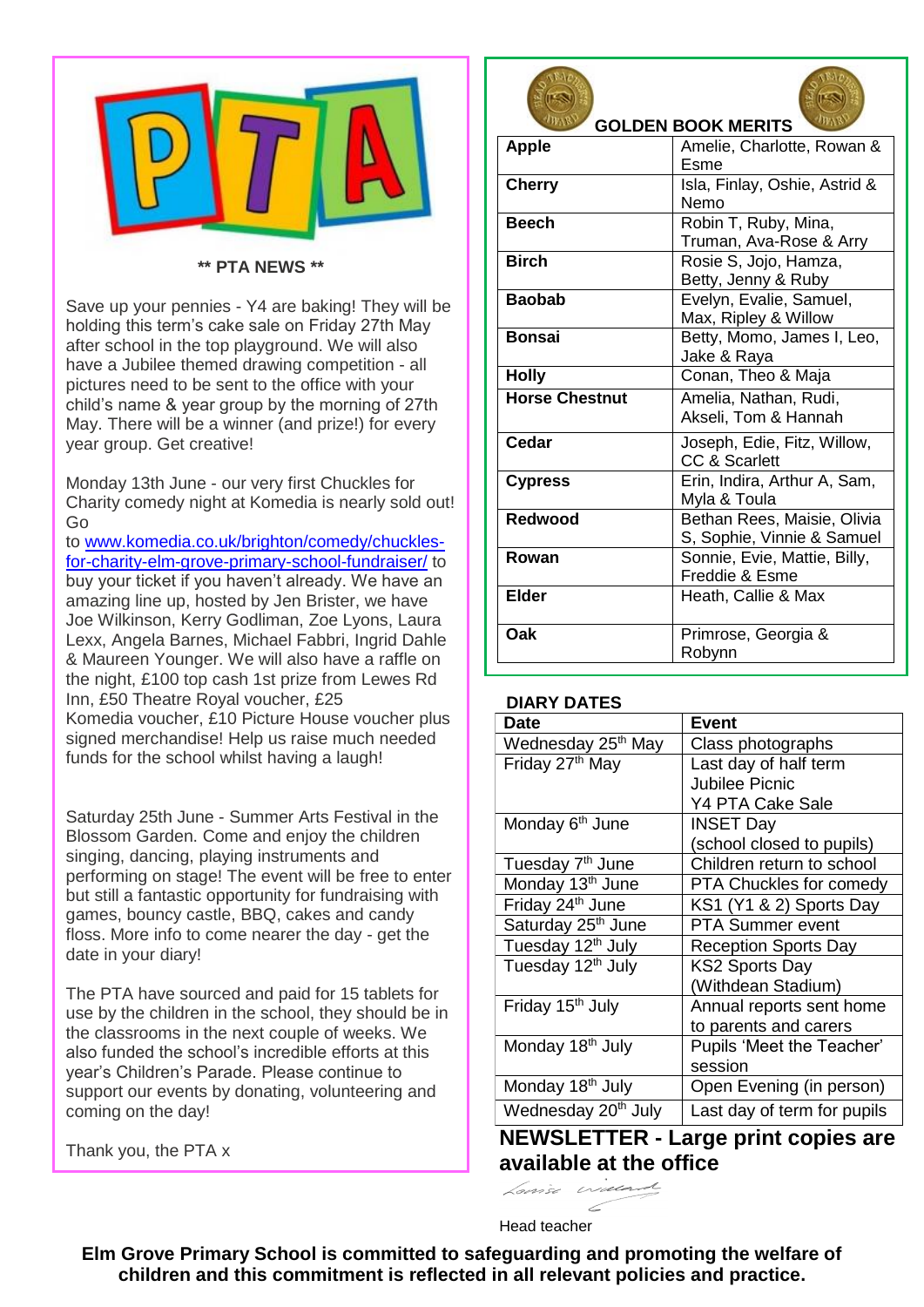**\*\* PTA NEWS \*\***

Save up your pennies - Y4 are baking! They will be holding this term's cake sale on Friday 27th May after school in the top playground. We will also have a Jubilee themed drawing competition - all pictures need to be sent to the office with your child's name & year group by the morning of 27th May. There will be a winner (and prize!) for every year group. Get creative!

Monday 13th June - our very first Chuckles for Charity comedy night at Komedia is nearly sold out! Go to www.komedia.co.uk/brighton/comedy/chuckles-for-charity-elm-grove-primary-school-fundraiser/ to buy your ticket if you haven't already. We have an amazing line up, hosted by Jen Brister, we have Joe Wilkinson, Kerry Godliman, Zoe Lyons, Laura Lexx, Angela Barnes, Michael Fabbri, Ingrid Dahle & Maureen Younger. We will also have a raffle on the night, £100 top cash 1st prize from Lewes Rd Inn, £50 Theatre Royal voucher, £25 Komedia voucher, £10 Picture House voucher plus signed merchandise! Help us raise much needed funds for the school whilst having a laugh!

Saturday 25th June - Summer Arts Festival in the Blossom Garden. Come and enjoy the children singing, dancing, playing instruments and performing on stage! The event will be free to enter but still a fantastic opportunity for fundraising with games, bouncy castle, BBQ, cakes and candy floss. More info to come nearer the day - get the date in your diary!

The PTA have sourced and paid for 15 tablets for use by the children in the school, they should be in the classrooms in the next couple of weeks. We also funded the school's incredible efforts at this year's Children's Parade. Please continue to support our events by donating, volunteering and coming on the day!

Thank you, the PTA x

**GOLDEN BOOK MERITS**

| | |
|---|---|
| **Apple** | Amelie, Charlotte, Rowan & Esme |
| **Cherry** | Isla, Finlay, Oshie, Astrid & Nemo |
| **Beech** | Robin T, Ruby, Mina, Truman, Ava-Rose & Arry |
| **Birch** | Rosie S, Jojo, Hamza, Betty, Jenny & Ruby |
| **Baobab** | Evelyn, Evalie, Samuel, Max, Ripley & Willow |
| **Bonsai** | Betty, Momo, James I, Leo, Jake & Raya |
| **Holly** | Conan, Theo & Maja |
| **Horse Chestnut** | Amelia, Nathan, Rudi, Akseli, Tom & Hannah |
| **Cedar** | Joseph, Edie, Fitz, Willow, CC & Scarlett |
| **Cypress** | Erin, Indira, Arthur A, Sam, Myla & Toula |
| **Redwood** | Bethan Rees, Maisie, Olivia S, Sophie, Vinnie & Samuel |
| **Rowan** | Sonnie, Evie, Mattie, Billy, Freddie & Esme |
| **Elder** | Heath, Callie & Max |
| **Oak** | Primrose, Georgia & Robynn |

**DIARY DATES**

| Date | Event |
|---|---|
| Wednesday 25th May | Class photographs |
| Friday 27th May | Last day of half term<br>Jubilee Picnic<br>Y4 PTA Cake Sale |
| Monday 6th June | INSET Day<br>(school closed to pupils) |
| Tuesday 7th June | Children return to school |
| Monday 13th June | PTA Chuckles for comedy |
| Friday 24th June | KS1 (Y1 & 2) Sports Day |
| Saturday 25th June | PTA Summer event |
| Tuesday 12th July | Reception Sports Day |
| Tuesday 12th July | KS2 Sports Day<br>(Withdean Stadium) |
| Friday 15th July | Annual reports sent home to parents and carers |
| Monday 18th July | Pupils 'Meet the Teacher' session |
| Monday 18th July | Open Evening (in person) |
| Wednesday 20th July | Last day of term for pupils |

**NEWSLETTER - Large print copies are available at the office**

Head teacher

**Elm Grove Primary School is committed to safeguarding and promoting the welfare of children and this commitment is reflected in all relevant policies and practice.**